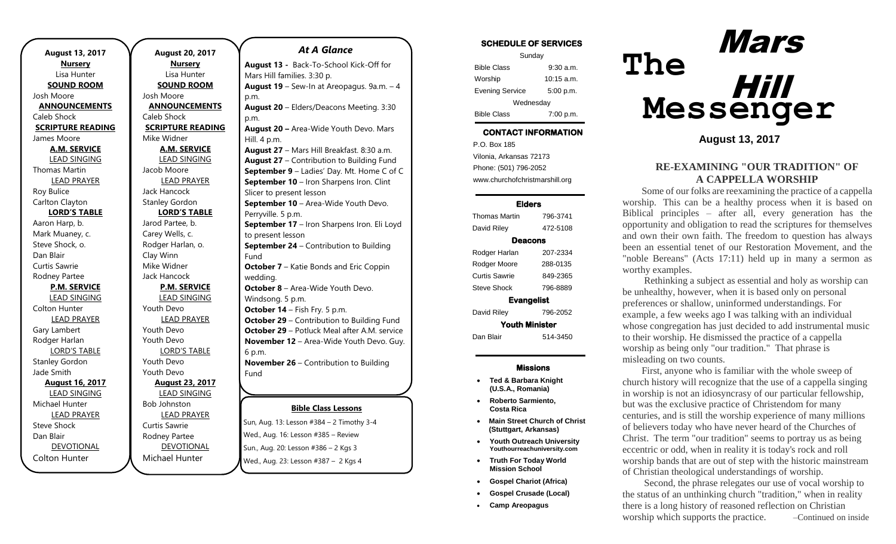**August 13, 2017**

**Nursery**

Lisa Hunter

**SOUND ROOM**

Josh Moore

**ANNOUNCEMENTS**

Caleb Shock

**SCRIPTURE READING**

James Moore

**A.M. SERVICE**

LEAD SINGING

Thomas Martin

LEAD PRAYER

Roy Bulice

Carlton Clayton

**LORD'S TABLE**

Aaron Harp, b.

Mark Muaney, c.

Steve Shock, o.

Dan Blair

Curtis Sawrie

Rodney Partee

**P.M. SERVICE**

LEAD SINGING

Colton Hunter

LEAD PRAYER

Gary Lambert

Rodger Harlan

LORD'S TABLE

Stanley Gordon

Jade Smith

**August 16, 2017**

LEAD SINGING

Michael Hunter

LEAD PRAYER

Steve Shock

Dan Blair

DEVOTIONAL

Colton Hunter

**August 20, 2017**

**Nursery**

Lisa Hunter

**SOUND ROOM**

Josh Moore

**ANNOUNCEMENTS**

Caleb Shock

**SCRIPTURE READING**

Mike Widner

**A.M. SERVICE**

LEAD SINGING

Jacob Moore

LEAD PRAYER

Jack Hancock

Stanley Gordon

**LORD'S TABLE**

Jarod Partee, b.

Carey Wells, c.

Rodger Harlan, o.

Clay Winn

Mike Widner

Jack Hancock

**P.M. SERVICE**

LEAD SINGING

Youth Devo

LEAD PRAYER

Youth Devo

Youth Devo

LORD'S TABLE

Youth Devo

Youth Devo

**August 23, 2017**

LEAD SINGING

Bob Johnston

LEAD PRAYER

Curtis Sawrie

Rodney Partee

DEVOTIONAL

Michael Hunter

## *At A Glance*

**August 13 -** Back-To-School Kick-Off for Mars Hill families. 3:30 p.

**August 19** – Sew-In at Areopagus. 9a.m. – 4 p.m.

**August 20** – Elders/Deacons Meeting. 3:30 p.m.

**August 20 –** Area-Wide Youth Devo. Mars Hill. 4 p.m.

**August 27** – Mars Hill Breakfast. 8:30 a.m.

**August 27** – Contribution to Building Fund

**September 9** – Ladies' Day. Mt. Home C of C

**September 10** – Iron Sharpens Iron. Clint Slicer to present lesson

**September 10** – Area-Wide Youth Devo. Perryville. 5 p.m.

**September 17** – Iron Sharpens Iron. Eli Loyd to present lesson

**September 24** – Contribution to Building Fund

**October 7** – Katie Bonds and Eric Coppin wedding.

**October 8** – Area-Wide Youth Devo. Windsong. 5 p.m.

**October 14** – Fish Fry. 5 p.m.

**October 29** – Contribution to Building Fund

**October 29** – Potluck Meal after A.M. service

**November 12** – Area-Wide Youth Devo. Guy. 6 p.m.

**November 26** – Contribution to Building Fund

### Bible Class Lessons

Sun, Aug. 13: Lesson #384 – 2 Timothy 3-4

Wed., Aug. 16: Lesson #385 – Review

Sun., Aug. 20: Lesson #386 – 2 Kgs 3

Wed., Aug. 23: Lesson #387 – 2 Kgs 4

### SCHEDULE OF SERVICES

Sunday

| | |
|---|---|
| Bible Class | 9:30 a.m. |
| Worship | 10:15 a.m. |
| Evening Service | 5:00 p.m. |

Wednesday

| | |
|---|---|
| Bible Class | 7:00 p.m. |

### CONTACT INFORMATION

P.O. Box 185

Vilonia, Arkansas 72173

Phone: (501) 796-2052

www.churchofchristmarshill.org

### Elders

| | |
|---|---|
| Thomas Martin | 796-3741 |
| David Riley | 472-5108 |

### Deacons

| | |
|---|---|
| Rodger Harlan | 207-2334 |
| Rodger Moore | 288-0135 |
| Curtis Sawrie | 849-2365 |
| Steve Shock | 796-8889 |

### Evangelist

| | |
|---|---|
| David Riley | 796-2052 |

### Youth Minister

| | |
|---|---|
| Dan Blair | 514-3450 |

### Missions

- **Ted & Barbara Knight (U.S.A., Romania)**
- **Roberto Sarmiento, Costa Rica**
- **Main Street Church of Christ (Stuttgart, Arkansas)**
- **Youth Outreach University** Youthourreachuniversity.com
- **Truth For Today World Mission School**
- **Gospel Chariot (Africa)**
- **Gospel Crusade (Local)**
- **Camp Areopagus**

# The Mars Hill Messenger

**August 13, 2017**

## RE-EXAMINING "OUR TRADITION" OF A CAPPELLA WORSHIP

Some of our folks are reexamining the practice of a cappella worship. This can be a healthy process when it is based on Biblical principles – after all, every generation has the opportunity and obligation to read the scriptures for themselves and own their own faith. The freedom to question has always been an essential tenet of our Restoration Movement, and the "noble Bereans" (Acts 17:11) held up in many a sermon as worthy examples.

Rethinking a subject as essential and holy as worship can be unhealthy, however, when it is based only on personal preferences or shallow, uninformed understandings. For example, a few weeks ago I was talking with an individual whose congregation has just decided to add instrumental music to their worship. He dismissed the practice of a cappella worship as being only "our tradition." That phrase is misleading on two counts.

First, anyone who is familiar with the whole sweep of church history will recognize that the use of a cappella singing in worship is not an idiosyncrasy of our particular fellowship, but was the exclusive practice of Christendom for many centuries, and is still the worship experience of many millions of believers today who have never heard of the Churches of Christ. The term "our tradition" seems to portray us as being eccentric or odd, when in reality it is today's rock and roll worship bands that are out of step with the historic mainstream of Christian theological understandings of worship.

Second, the phrase relegates our use of vocal worship to the status of an unthinking church "tradition," when in reality there is a long history of reasoned reflection on Christian worship which supports the practice. –Continued on inside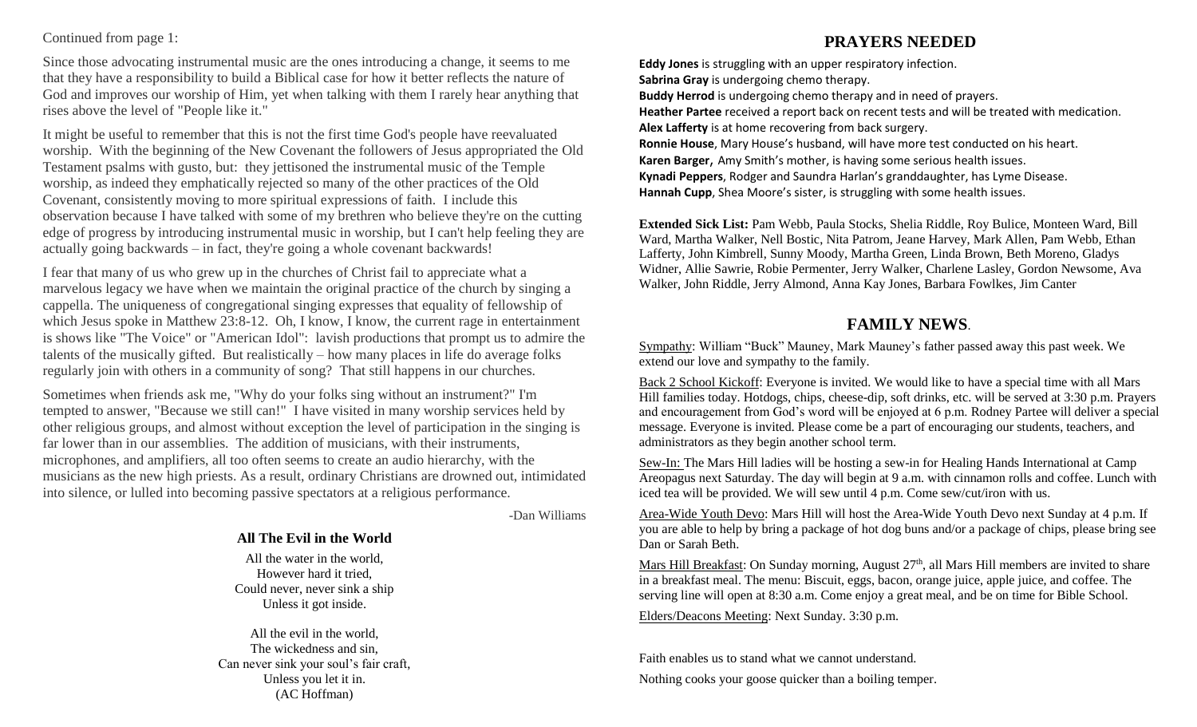Continued from page 1:

Since those advocating instrumental music are the ones introducing a change, it seems to me that they have a responsibility to build a Biblical case for how it better reflects the nature of God and improves our worship of Him, yet when talking with them I rarely hear anything that rises above the level of "People like it."

It might be useful to remember that this is not the first time God's people have reevaluated worship. With the beginning of the New Covenant the followers of Jesus appropriated the Old Testament psalms with gusto, but: they jettisoned the instrumental music of the Temple worship, as indeed they emphatically rejected so many of the other practices of the Old Covenant, consistently moving to more spiritual expressions of faith. I include this observation because I have talked with some of my brethren who believe they're on the cutting edge of progress by introducing instrumental music in worship, but I can't help feeling they are actually going backwards – in fact, they're going a whole covenant backwards!

I fear that many of us who grew up in the churches of Christ fail to appreciate what a marvelous legacy we have when we maintain the original practice of the church by singing a cappella. The uniqueness of congregational singing expresses that equality of fellowship of which Jesus spoke in Matthew 23:8-12. Oh, I know, I know, the current rage in entertainment is shows like "The Voice" or "American Idol": lavish productions that prompt us to admire the talents of the musically gifted. But realistically – how many places in life do average folks regularly join with others in a community of song? That still happens in our churches.

Sometimes when friends ask me, "Why do your folks sing without an instrument?" I'm tempted to answer, "Because we still can!" I have visited in many worship services held by other religious groups, and almost without exception the level of participation in the singing is far lower than in our assemblies. The addition of musicians, with their instruments, microphones, and amplifiers, all too often seems to create an audio hierarchy, with the musicians as the new high priests. As a result, ordinary Christians are drowned out, intimidated into silence, or lulled into becoming passive spectators at a religious performance.

-Dan Williams

### All The Evil in the World

All the water in the world,
However hard it tried,
Could never, never sink a ship
Unless it got inside.

All the evil in the world,
The wickedness and sin,
Can never sink your soul's fair craft,
Unless you let it in.
(AC Hoffman)

## PRAYERS NEEDED

**Eddy Jones** is struggling with an upper respiratory infection.
**Sabrina Gray** is undergoing chemo therapy.
**Buddy Herrod** is undergoing chemo therapy and in need of prayers.
**Heather Partee** received a report back on recent tests and will be treated with medication.
**Alex Lafferty** is at home recovering from back surgery.
**Ronnie House**, Mary House's husband, will have more test conducted on his heart.
**Karen Barger,** Amy Smith's mother, is having some serious health issues.
**Kynadi Peppers**, Rodger and Saundra Harlan's granddaughter, has Lyme Disease.
**Hannah Cupp**, Shea Moore's sister, is struggling with some health issues.

**Extended Sick List:** Pam Webb, Paula Stocks, Shelia Riddle, Roy Bulice, Monteen Ward, Bill Ward, Martha Walker, Nell Bostic, Nita Patrom, Jeane Harvey, Mark Allen, Pam Webb, Ethan Lafferty, John Kimbrell, Sunny Moody, Martha Green, Linda Brown, Beth Moreno, Gladys Widner, Allie Sawrie, Robie Permenter, Jerry Walker, Charlene Lasley, Gordon Newsome, Ava Walker, John Riddle, Jerry Almond, Anna Kay Jones, Barbara Fowlkes, Jim Canter

## FAMILY NEWS.

Sympathy: William "Buck" Mauney, Mark Mauney's father passed away this past week. We extend our love and sympathy to the family.

Back 2 School Kickoff: Everyone is invited. We would like to have a special time with all Mars Hill families today. Hotdogs, chips, cheese-dip, soft drinks, etc. will be served at 3:30 p.m. Prayers and encouragement from God's word will be enjoyed at 6 p.m. Rodney Partee will deliver a special message. Everyone is invited. Please come be a part of encouraging our students, teachers, and administrators as they begin another school term.

Sew-In: The Mars Hill ladies will be hosting a sew-in for Healing Hands International at Camp Areopagus next Saturday. The day will begin at 9 a.m. with cinnamon rolls and coffee. Lunch with iced tea will be provided. We will sew until 4 p.m. Come sew/cut/iron with us.

Area-Wide Youth Devo: Mars Hill will host the Area-Wide Youth Devo next Sunday at 4 p.m. If you are able to help by bring a package of hot dog buns and/or a package of chips, please bring see Dan or Sarah Beth.

Mars Hill Breakfast: On Sunday morning, August 27th, all Mars Hill members are invited to share in a breakfast meal. The menu: Biscuit, eggs, bacon, orange juice, apple juice, and coffee. The serving line will open at 8:30 a.m. Come enjoy a great meal, and be on time for Bible School.

Elders/Deacons Meeting: Next Sunday. 3:30 p.m.

Faith enables us to stand what we cannot understand.

Nothing cooks your goose quicker than a boiling temper.